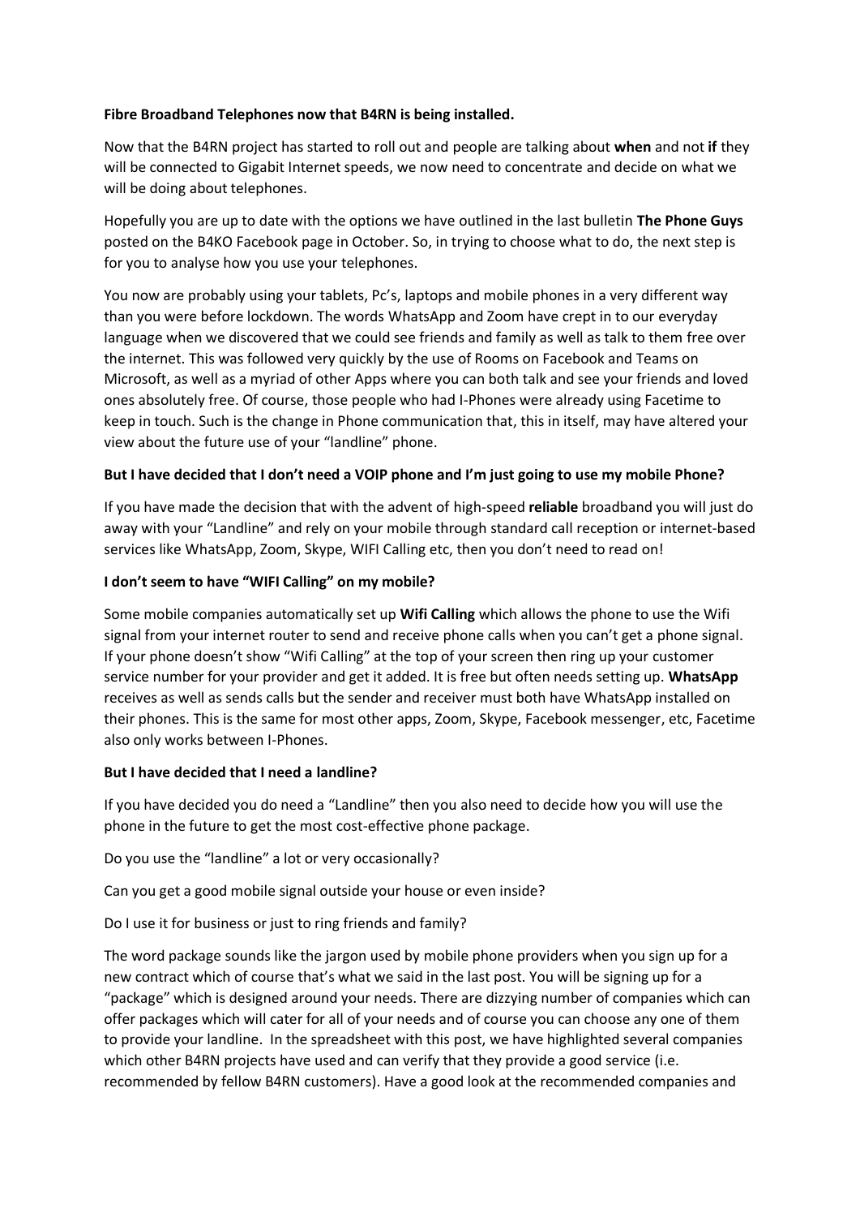**Fibre Broadband Telephones now that B4RN is being installed.**

Now that the B4RN project has started to roll out and people are talking about **when** and not **if** they will be connected to Gigabit Internet speeds, we now need to concentrate and decide on what we will be doing about telephones.

Hopefully you are up to date with the options we have outlined in the last bulletin **The Phone Guys** posted on the B4KO Facebook page in October. So, in trying to choose what to do, the next step is for you to analyse how you use your telephones.

You now are probably using your tablets, Pc's, laptops and mobile phones in a very different way than you were before lockdown. The words WhatsApp and Zoom have crept in to our everyday language when we discovered that we could see friends and family as well as talk to them free over the internet. This was followed very quickly by the use of Rooms on Facebook and Teams on Microsoft, as well as a myriad of other Apps where you can both talk and see your friends and loved ones absolutely free. Of course, those people who had I-Phones were already using Facetime to keep in touch. Such is the change in Phone communication that, this in itself, may have altered your view about the future use of your "landline" phone.

**But I have decided that I don't need a VOIP phone and I'm just going to use my mobile Phone?**

If you have made the decision that with the advent of high-speed **reliable** broadband you will just do away with your "Landline" and rely on your mobile through standard call reception or internet-based services like WhatsApp, Zoom, Skype, WIFI Calling etc, then you don't need to read on!

**I don't seem to have "WIFI Calling" on my mobile?**

Some mobile companies automatically set up **Wifi Calling** which allows the phone to use the Wifi signal from your internet router to send and receive phone calls when you can't get a phone signal. If your phone doesn't show "Wifi Calling" at the top of your screen then ring up your customer service number for your provider and get it added. It is free but often needs setting up. **WhatsApp** receives as well as sends calls but the sender and receiver must both have WhatsApp installed on their phones. This is the same for most other apps, Zoom, Skype, Facebook messenger, etc, Facetime also only works between I-Phones.

**But I have decided that I need a landline?**

If you have decided you do need a "Landline" then you also need to decide how you will use the phone in the future to get the most cost-effective phone package.

Do you use the "landline" a lot or very occasionally?

Can you get a good mobile signal outside your house or even inside?

Do I use it for business or just to ring friends and family?

The word package sounds like the jargon used by mobile phone providers when you sign up for a new contract which of course that's what we said in the last post. You will be signing up for a "package" which is designed around your needs. There are dizzying number of companies which can offer packages which will cater for all of your needs and of course you can choose any one of them to provide your landline. In the spreadsheet with this post, we have highlighted several companies which other B4RN projects have used and can verify that they provide a good service (i.e. recommended by fellow B4RN customers). Have a good look at the recommended companies and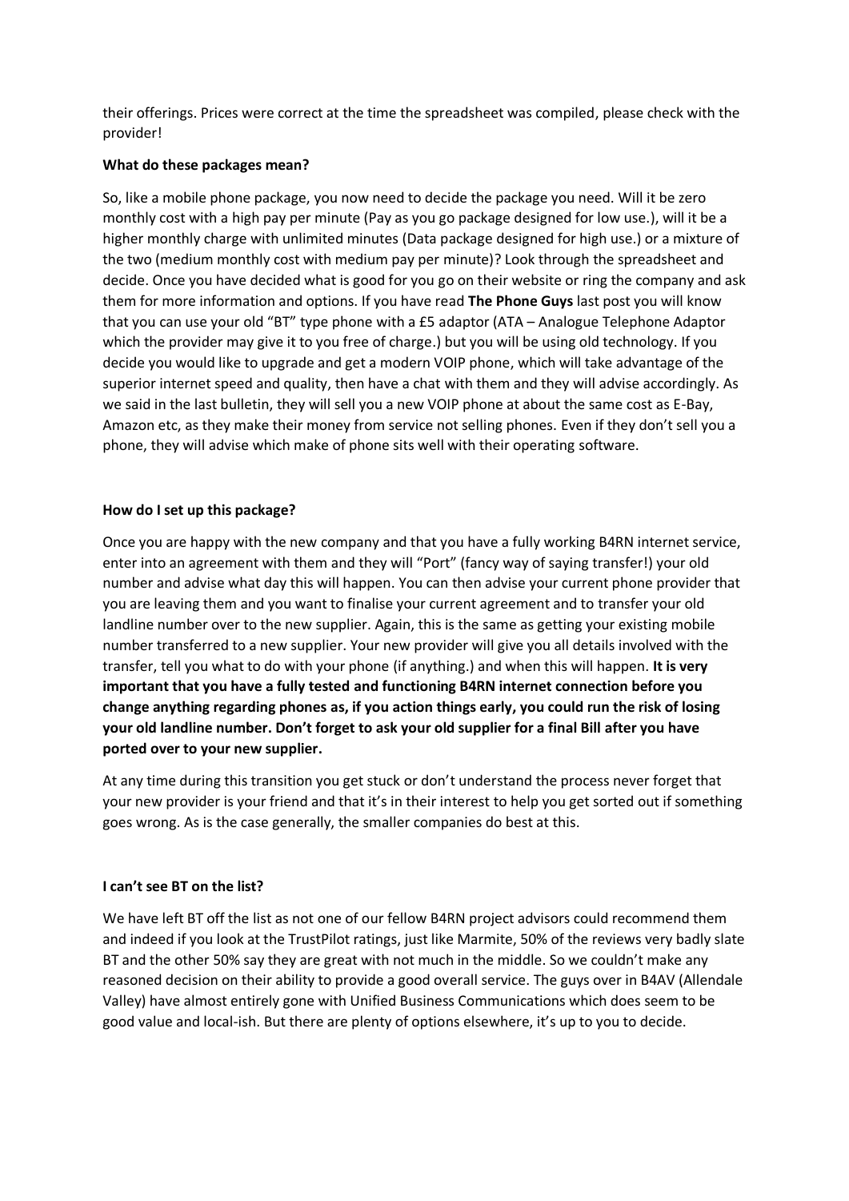their offerings. Prices were correct at the time the spreadsheet was compiled, please check with the provider!

**What do these packages mean?**

So, like a mobile phone package, you now need to decide the package you need. Will it be zero monthly cost with a high pay per minute (Pay as you go package designed for low use.), will it be a higher monthly charge with unlimited minutes (Data package designed for high use.) or a mixture of the two (medium monthly cost with medium pay per minute)? Look through the spreadsheet and decide. Once you have decided what is good for you go on their website or ring the company and ask them for more information and options. If you have read **The Phone Guys** last post you will know that you can use your old "BT" type phone with a £5 adaptor (ATA – Analogue Telephone Adaptor which the provider may give it to you free of charge.) but you will be using old technology. If you decide you would like to upgrade and get a modern VOIP phone, which will take advantage of the superior internet speed and quality, then have a chat with them and they will advise accordingly. As we said in the last bulletin, they will sell you a new VOIP phone at about the same cost as E-Bay, Amazon etc, as they make their money from service not selling phones. Even if they don't sell you a phone, they will advise which make of phone sits well with their operating software.

**How do I set up this package?**

Once you are happy with the new company and that you have a fully working B4RN internet service, enter into an agreement with them and they will "Port" (fancy way of saying transfer!) your old number and advise what day this will happen. You can then advise your current phone provider that you are leaving them and you want to finalise your current agreement and to transfer your old landline number over to the new supplier. Again, this is the same as getting your existing mobile number transferred to a new supplier. Your new provider will give you all details involved with the transfer, tell you what to do with your phone (if anything.) and when this will happen. **It is very important that you have a fully tested and functioning B4RN internet connection before you change anything regarding phones as, if you action things early, you could run the risk of losing your old landline number. Don't forget to ask your old supplier for a final Bill after you have ported over to your new supplier.**

At any time during this transition you get stuck or don't understand the process never forget that your new provider is your friend and that it's in their interest to help you get sorted out if something goes wrong. As is the case generally, the smaller companies do best at this.

**I can't see BT on the list?**

We have left BT off the list as not one of our fellow B4RN project advisors could recommend them and indeed if you look at the TrustPilot ratings, just like Marmite, 50% of the reviews very badly slate BT and the other 50% say they are great with not much in the middle. So we couldn't make any reasoned decision on their ability to provide a good overall service. The guys over in B4AV (Allendale Valley) have almost entirely gone with Unified Business Communications which does seem to be good value and local-ish. But there are plenty of options elsewhere, it's up to you to decide.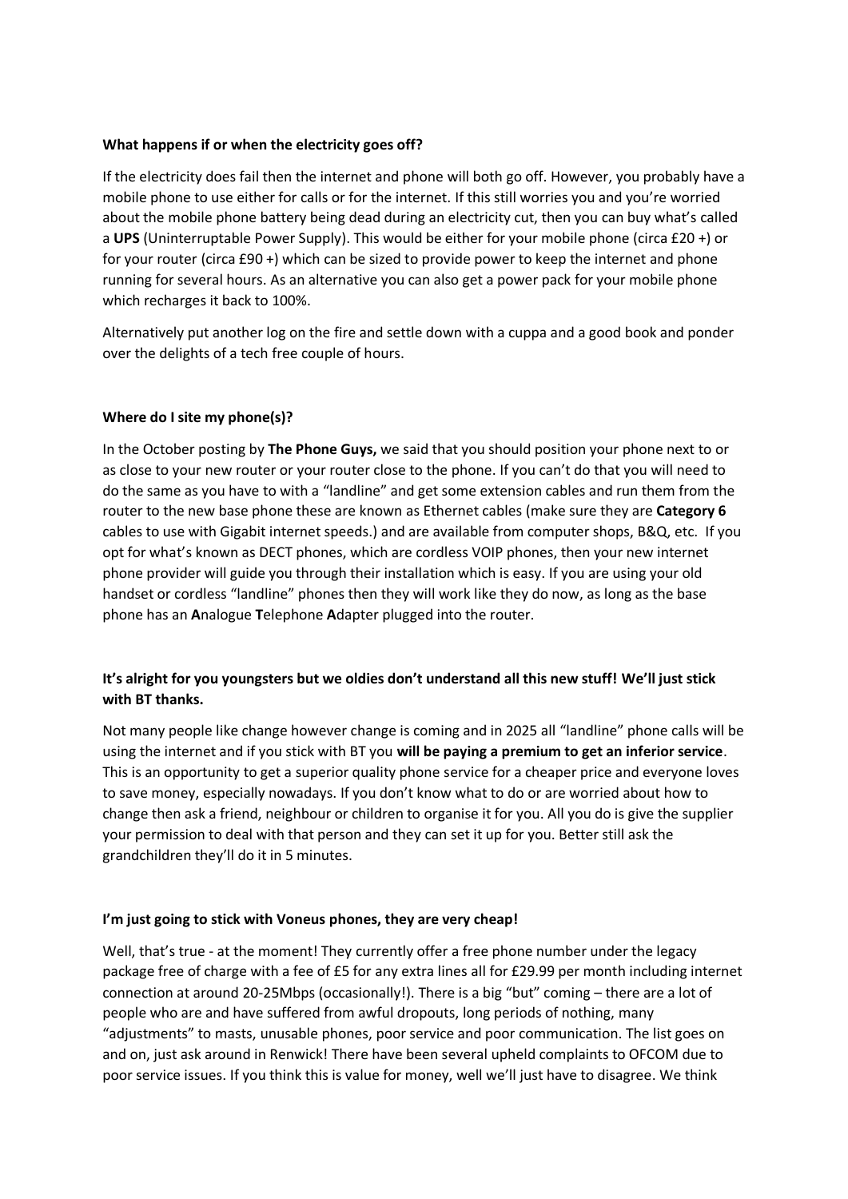**What happens if or when the electricity goes off?**

If the electricity does fail then the internet and phone will both go off. However, you probably have a mobile phone to use either for calls or for the internet. If this still worries you and you're worried about the mobile phone battery being dead during an electricity cut, then you can buy what's called a **UPS** (Uninterruptable Power Supply). This would be either for your mobile phone (circa £20 +) or for your router (circa £90 +) which can be sized to provide power to keep the internet and phone running for several hours. As an alternative you can also get a power pack for your mobile phone which recharges it back to 100%.

Alternatively put another log on the fire and settle down with a cuppa and a good book and ponder over the delights of a tech free couple of hours.

**Where do I site my phone(s)?**

In the October posting by **The Phone Guys,** we said that you should position your phone next to or as close to your new router or your router close to the phone. If you can't do that you will need to do the same as you have to with a "landline" and get some extension cables and run them from the router to the new base phone these are known as Ethernet cables (make sure they are **Category 6** cables to use with Gigabit internet speeds.) and are available from computer shops, B&Q, etc. If you opt for what's known as DECT phones, which are cordless VOIP phones, then your new internet phone provider will guide you through their installation which is easy. If you are using your old handset or cordless "landline" phones then they will work like they do now, as long as the base phone has an **A**nalogue **T**elephone **A**dapter plugged into the router.

**It's alright for you youngsters but we oldies don't understand all this new stuff! We'll just stick with BT thanks.**

Not many people like change however change is coming and in 2025 all "landline" phone calls will be using the internet and if you stick with BT you **will be paying a premium to get an inferior service**. This is an opportunity to get a superior quality phone service for a cheaper price and everyone loves to save money, especially nowadays. If you don't know what to do or are worried about how to change then ask a friend, neighbour or children to organise it for you. All you do is give the supplier your permission to deal with that person and they can set it up for you. Better still ask the grandchildren they'll do it in 5 minutes.

**I'm just going to stick with Voneus phones, they are very cheap!**

Well, that's true - at the moment! They currently offer a free phone number under the legacy package free of charge with a fee of £5 for any extra lines all for £29.99 per month including internet connection at around 20-25Mbps (occasionally!). There is a big "but" coming – there are a lot of people who are and have suffered from awful dropouts, long periods of nothing, many "adjustments" to masts, unusable phones, poor service and poor communication. The list goes on and on, just ask around in Renwick! There have been several upheld complaints to OFCOM due to poor service issues. If you think this is value for money, well we'll just have to disagree. We think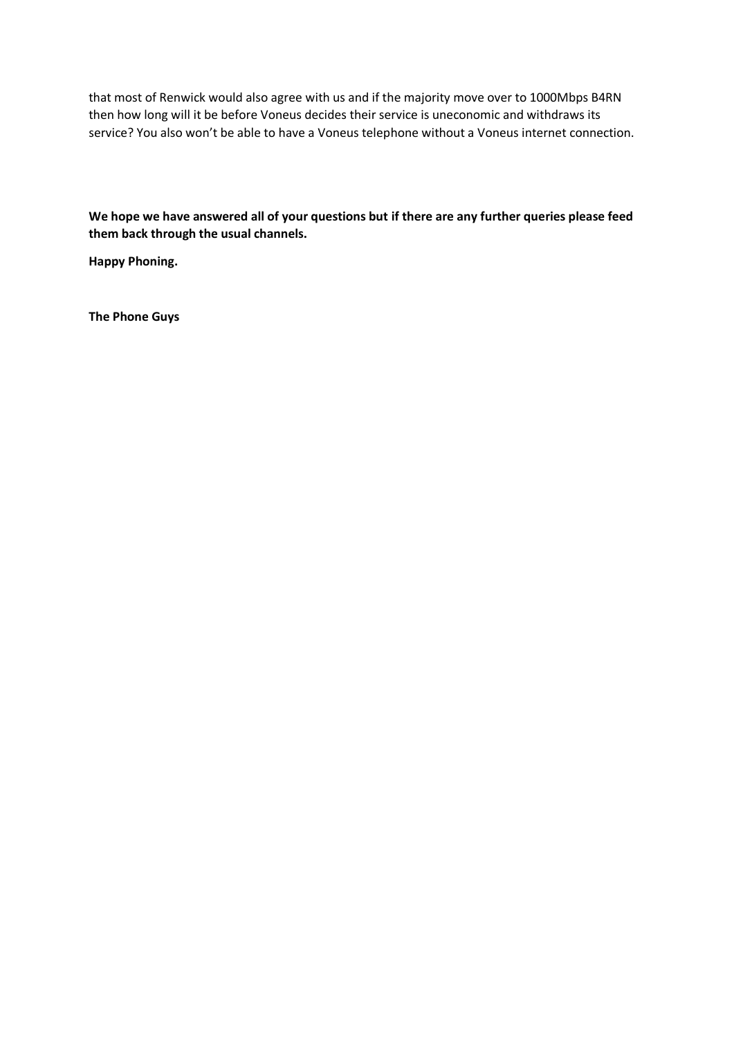that most of Renwick would also agree with us and if the majority move over to 1000Mbps B4RN then how long will it be before Voneus decides their service is uneconomic and withdraws its service? You also won't be able to have a Voneus telephone without a Voneus internet connection.

**We hope we have answered all of your questions but if there are any further queries please feed them back through the usual channels.**

**Happy Phoning.**

**The Phone Guys**